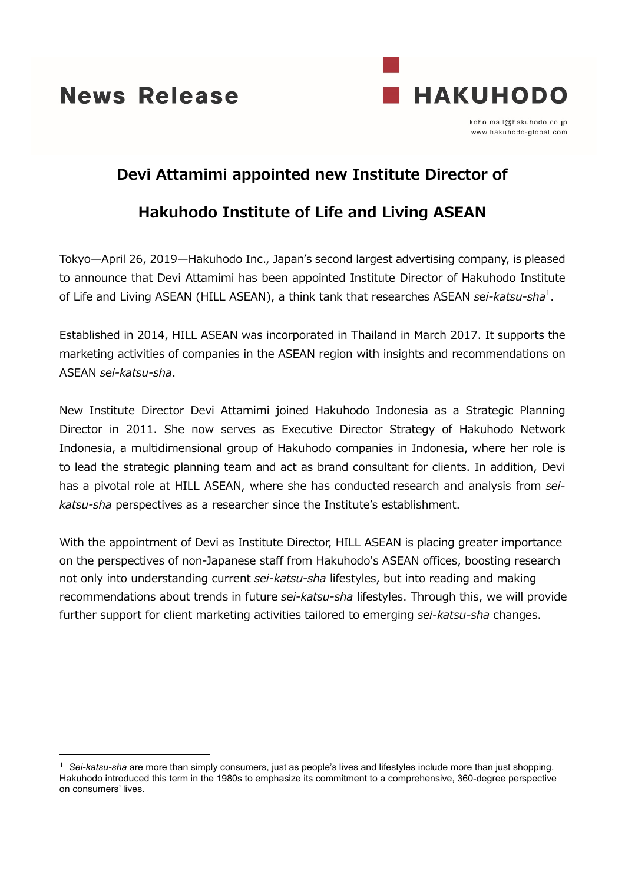News Release

HAKUHODO

koho.mail@hakuhodo.co.jp
www.hakuhodo-global.com

# Devi Attamimi appointed new Institute Director of Hakuhodo Institute of Life and Living ASEAN

Tokyo—April 26, 2019—Hakuhodo Inc., Japan's second largest advertising company, is pleased to announce that Devi Attamimi has been appointed Institute Director of Hakuhodo Institute of Life and Living ASEAN (HILL ASEAN), a think tank that researches ASEAN *sei-katsu-sha*[1].

Established in 2014, HILL ASEAN was incorporated in Thailand in March 2017. It supports the marketing activities of companies in the ASEAN region with insights and recommendations on ASEAN *sei-katsu-sha*.

New Institute Director Devi Attamimi joined Hakuhodo Indonesia as a Strategic Planning Director in 2011. She now serves as Executive Director Strategy of Hakuhodo Network Indonesia, a multidimensional group of Hakuhodo companies in Indonesia, where her role is to lead the strategic planning team and act as brand consultant for clients. In addition, Devi has a pivotal role at HILL ASEAN, where she has conducted research and analysis from *sei-katsu-sha* perspectives as a researcher since the Institute's establishment.

With the appointment of Devi as Institute Director, HILL ASEAN is placing greater importance on the perspectives of non-Japanese staff from Hakuhodo's ASEAN offices, boosting research not only into understanding current *sei-katsu-sha* lifestyles, but into reading and making recommendations about trends in future *sei-katsu-sha* lifestyles. Through this, we will provide further support for client marketing activities tailored to emerging *sei-katsu-sha* changes.

---

[1] *Sei-katsu-sha* are more than simply consumers, just as people's lives and lifestyles include more than just shopping. Hakuhodo introduced this term in the 1980s to emphasize its commitment to a comprehensive, 360-degree perspective on consumers' lives.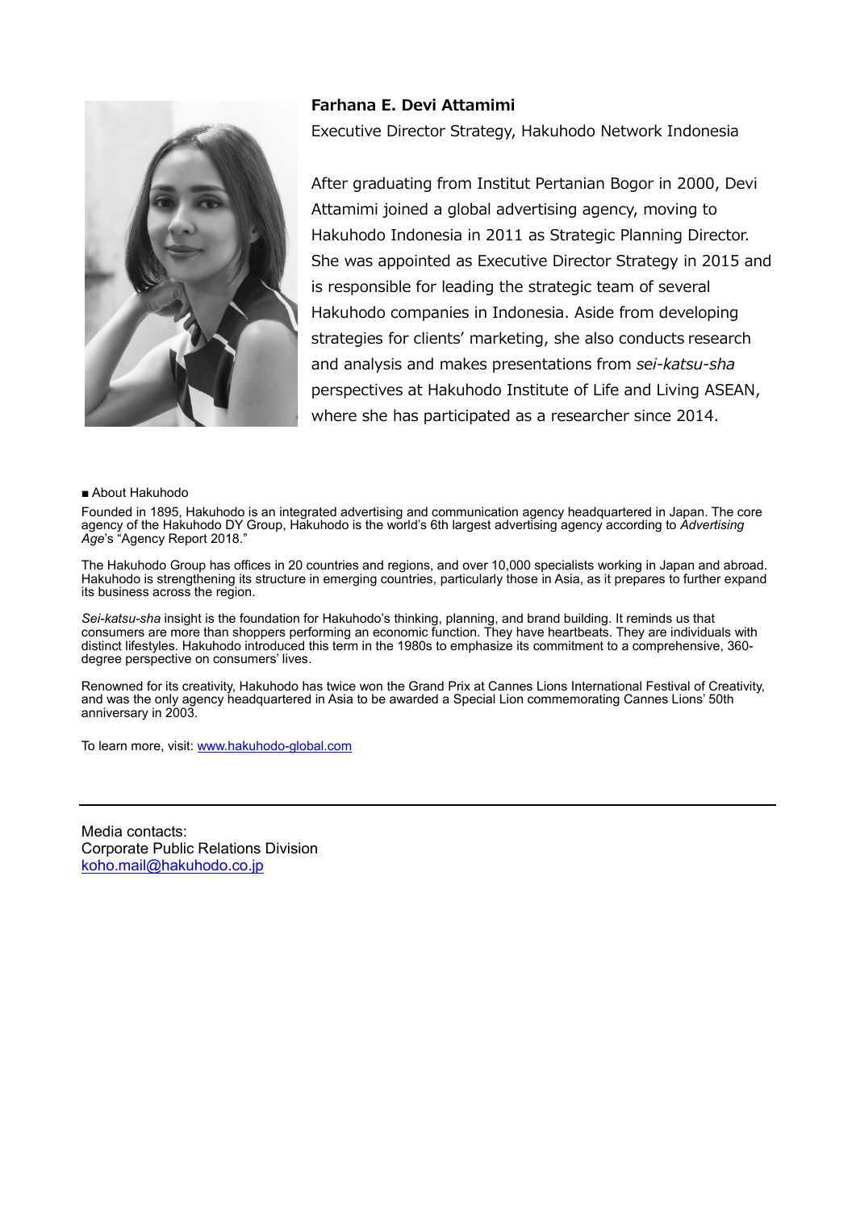**Farhana E. Devi Attamimi**

Executive Director Strategy, Hakuhodo Network Indonesia

After graduating from Institut Pertanian Bogor in 2000, Devi Attamimi joined a global advertising agency, moving to Hakuhodo Indonesia in 2011 as Strategic Planning Director. She was appointed as Executive Director Strategy in 2015 and is responsible for leading the strategic team of several Hakuhodo companies in Indonesia. Aside from developing strategies for clients' marketing, she also conducts research and analysis and makes presentations from *sei-katsu-sha* perspectives at Hakuhodo Institute of Life and Living ASEAN, where she has participated as a researcher since 2014.

■ About Hakuhodo

Founded in 1895, Hakuhodo is an integrated advertising and communication agency headquartered in Japan. The core agency of the Hakuhodo DY Group, Hakuhodo is the world's 6th largest advertising agency according to *Advertising Age*'s "Agency Report 2018."

The Hakuhodo Group has offices in 20 countries and regions, and over 10,000 specialists working in Japan and abroad. Hakuhodo is strengthening its structure in emerging countries, particularly those in Asia, as it prepares to further expand its business across the region.

*Sei-katsu-sha* insight is the foundation for Hakuhodo's thinking, planning, and brand building. It reminds us that consumers are more than shoppers performing an economic function. They have heartbeats. They are individuals with distinct lifestyles. Hakuhodo introduced this term in the 1980s to emphasize its commitment to a comprehensive, 360-degree perspective on consumers' lives.

Renowned for its creativity, Hakuhodo has twice won the Grand Prix at Cannes Lions International Festival of Creativity, and was the only agency headquartered in Asia to be awarded a Special Lion commemorating Cannes Lions' 50th anniversary in 2003.

To learn more, visit: [www.hakuhodo-global.com](www.hakuhodo-global.com)

---

Media contacts:
Corporate Public Relations Division
[koho.mail@hakuhodo.co.jp](mailto:koho.mail@hakuhodo.co.jp)